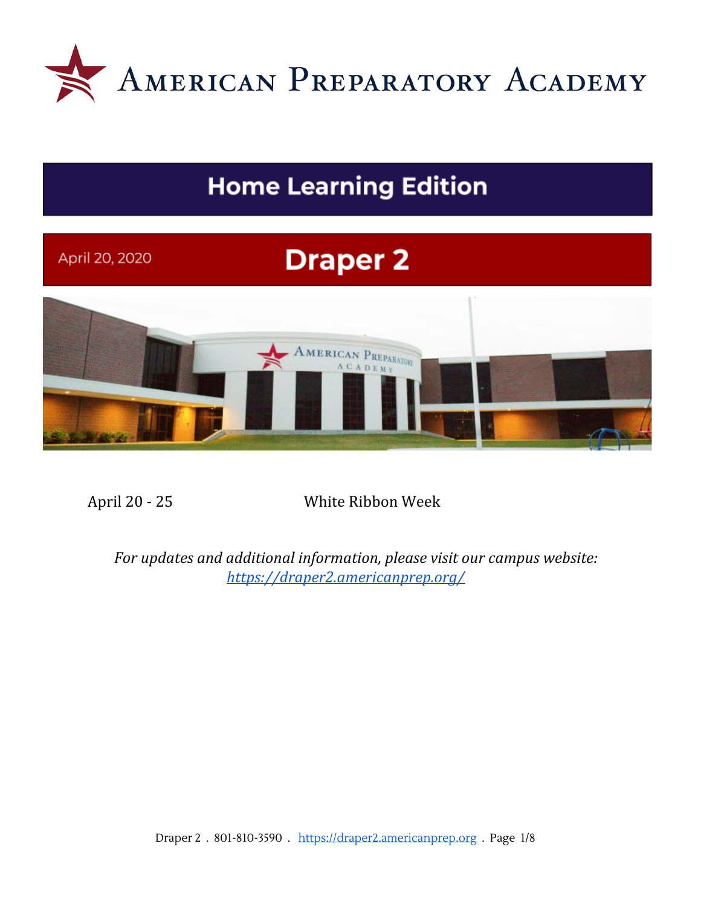# American Preparatory Academy

## Home Learning Edition

April 20, 2020

## Draper 2

| April 20 - 25 | White Ribbon Week |
|---|---|

*For updates and additional information, please visit our campus website: [https://draper2.americanprep.org/](https://draper2.americanprep.org/)*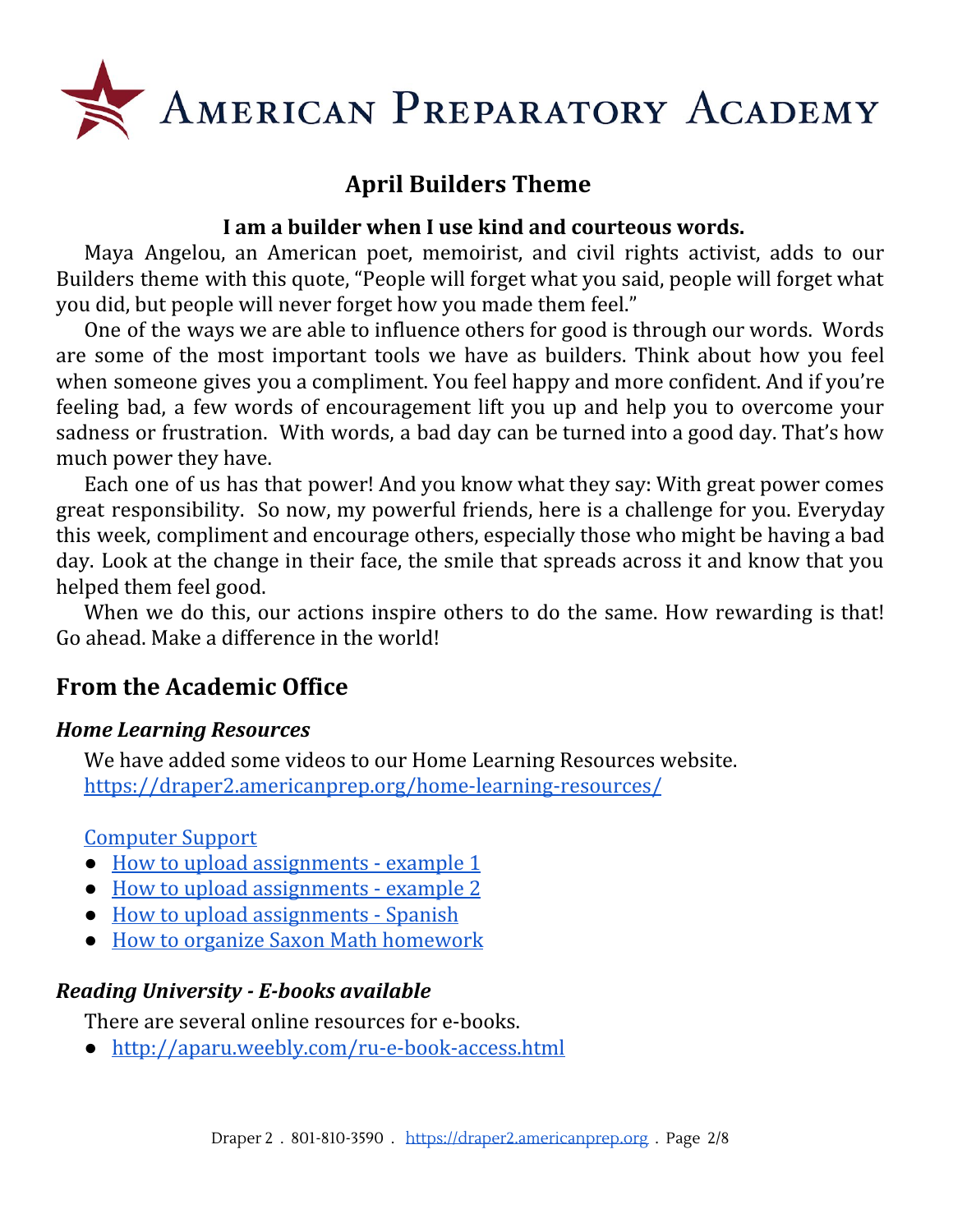# American Preparatory Academy

## April Builders Theme

**I am a builder when I use kind and courteous words.**

Maya Angelou, an American poet, memoirist, and civil rights activist, adds to our Builders theme with this quote, "People will forget what you said, people will forget what you did, but people will never forget how you made them feel."

One of the ways we are able to influence others for good is through our words. Words are some of the most important tools we have as builders. Think about how you feel when someone gives you a compliment. You feel happy and more confident. And if you're feeling bad, a few words of encouragement lift you up and help you to overcome your sadness or frustration. With words, a bad day can be turned into a good day. That's how much power they have.

Each one of us has that power! And you know what they say: With great power comes great responsibility. So now, my powerful friends, here is a challenge for you. Everyday this week, compliment and encourage others, especially those who might be having a bad day. Look at the change in their face, the smile that spreads across it and know that you helped them feel good.

When we do this, our actions inspire others to do the same. How rewarding is that! Go ahead. Make a difference in the world!

## From the Academic Office

### *Home Learning Resources*

We have added some videos to our Home Learning Resources website.
https://draper2.americanprep.org/home-learning-resources/

Computer Support

- How to upload assignments - example 1
- How to upload assignments - example 2
- How to upload assignments - Spanish
- How to organize Saxon Math homework

### *Reading University - E-books available*

There are several online resources for e-books.

- http://aparu.weebly.com/ru-e-book-access.html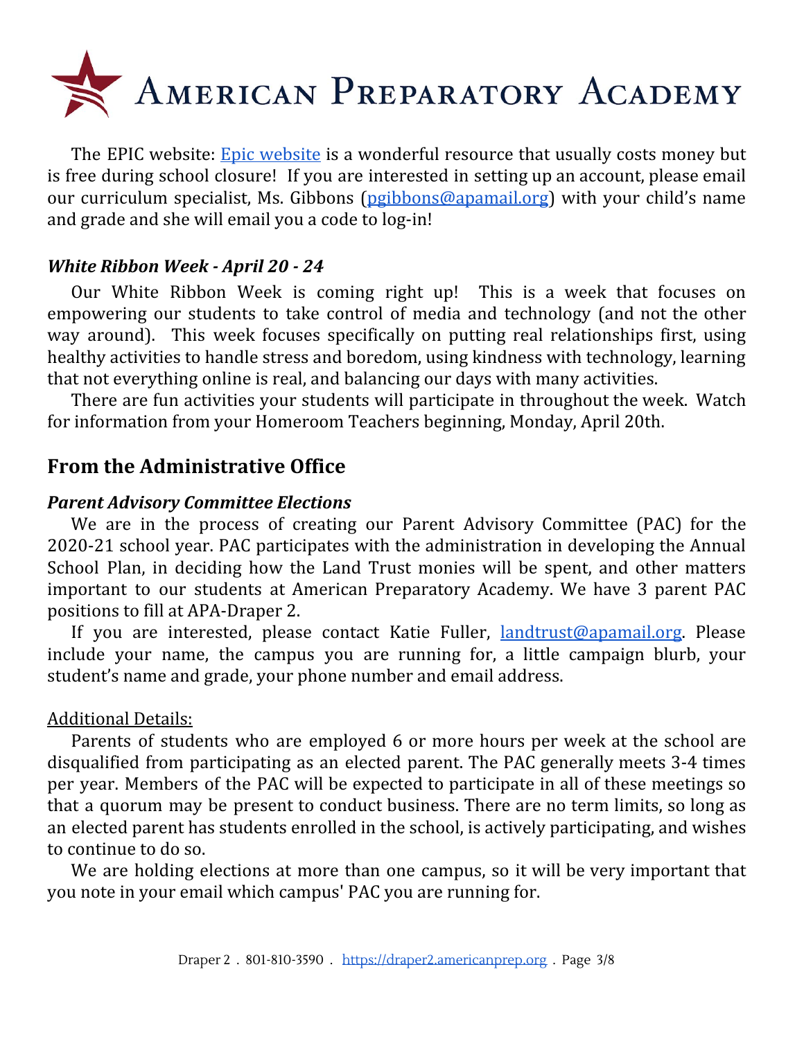The EPIC website: [Epic website]() is a wonderful resource that usually costs money but is free during school closure! If you are interested in setting up an account, please email our curriculum specialist, Ms. Gibbons ([pgibbons@apamail.org](mailto:pgibbons@apamail.org)) with your child's name and grade and she will email you a code to log-in!

### *White Ribbon Week - April 20 - 24*

Our White Ribbon Week is coming right up! This is a week that focuses on empowering our students to take control of media and technology (and not the other way around). This week focuses specifically on putting real relationships first, using healthy activities to handle stress and boredom, using kindness with technology, learning that not everything online is real, and balancing our days with many activities.

There are fun activities your students will participate in throughout the week. Watch for information from your Homeroom Teachers beginning, Monday, April 20th.

## From the Administrative Office

### *Parent Advisory Committee Elections*

We are in the process of creating our Parent Advisory Committee (PAC) for the 2020-21 school year. PAC participates with the administration in developing the Annual School Plan, in deciding how the Land Trust monies will be spent, and other matters important to our students at American Preparatory Academy. We have 3 parent PAC positions to fill at APA-Draper 2.

If you are interested, please contact Katie Fuller, [landtrust@apamail.org](mailto:landtrust@apamail.org). Please include your name, the campus you are running for, a little campaign blurb, your student's name and grade, your phone number and email address.

<u>Additional Details:</u>

Parents of students who are employed 6 or more hours per week at the school are disqualified from participating as an elected parent. The PAC generally meets 3-4 times per year. Members of the PAC will be expected to participate in all of these meetings so that a quorum may be present to conduct business. There are no term limits, so long as an elected parent has students enrolled in the school, is actively participating, and wishes to continue to do so.

We are holding elections at more than one campus, so it will be very important that you note in your email which campus' PAC you are running for.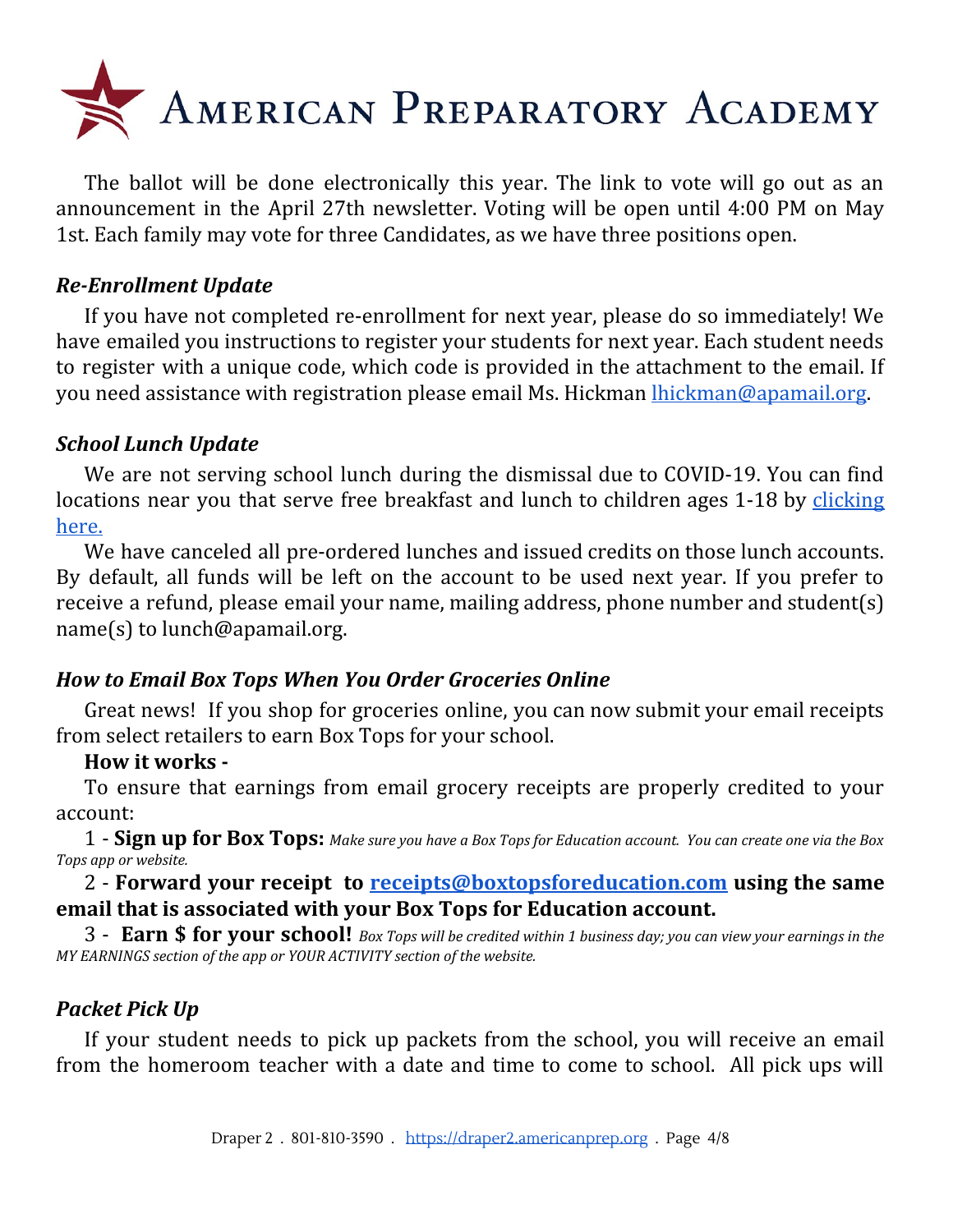The ballot will be done electronically this year. The link to vote will go out as an announcement in the April 27th newsletter. Voting will be open until 4:00 PM on May 1st. Each family may vote for three Candidates, as we have three positions open.

### *Re-Enrollment Update*

If you have not completed re-enrollment for next year, please do so immediately! We have emailed you instructions to register your students for next year. Each student needs to register with a unique code, which code is provided in the attachment to the email. If you need assistance with registration please email Ms. Hickman lhickman@apamail.org.

### *School Lunch Update*

We are not serving school lunch during the dismissal due to COVID-19. You can find locations near you that serve free breakfast and lunch to children ages 1-18 by clicking here.

We have canceled all pre-ordered lunches and issued credits on those lunch accounts. By default, all funds will be left on the account to be used next year. If you prefer to receive a refund, please email your name, mailing address, phone number and student(s) name(s) to lunch@apamail.org.

### *How to Email Box Tops When You Order Groceries Online*

Great news! If you shop for groceries online, you can now submit your email receipts from select retailers to earn Box Tops for your school.

**How it works -**

To ensure that earnings from email grocery receipts are properly credited to your account:

1 - **Sign up for Box Tops:** *Make sure you have a Box Tops for Education account. You can create one via the Box Tops app or website.*

2 - **Forward your receipt to receipts@boxtopsforeducation.com using the same email that is associated with your Box Tops for Education account.**

3 - **Earn $ for your school!** *Box Tops will be credited within 1 business day; you can view your earnings in the MY EARNINGS section of the app or YOUR ACTIVITY section of the website.*

### *Packet Pick Up*

If your student needs to pick up packets from the school, you will receive an email from the homeroom teacher with a date and time to come to school. All pick ups will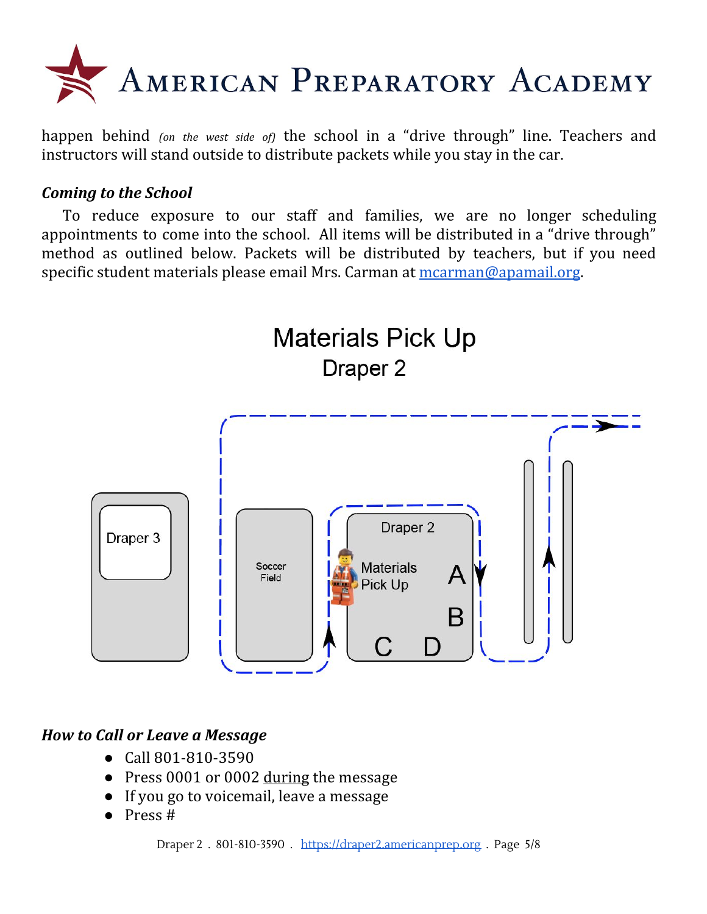happen behind *(on the west side of)* the school in a "drive through" line. Teachers and instructors will stand outside to distribute packets while you stay in the car.

***Coming to the School***

To reduce exposure to our staff and families, we are no longer scheduling appointments to come into the school. All items will be distributed in a "drive through" method as outlined below. Packets will be distributed by teachers, but if you need specific student materials please email Mrs. Carman at [mcarman@apamail.org](mailto:mcarman@apamail.org).

Materials Pick Up

Draper 2

Draper 3

Soccer Field

Draper 2

Materials Pick Up

A

B

C D

***How to Call or Leave a Message***

- Call 801-810-3590
- Press 0001 or 0002 <u>during</u> the message
- If you go to voicemail, leave a message
- Press #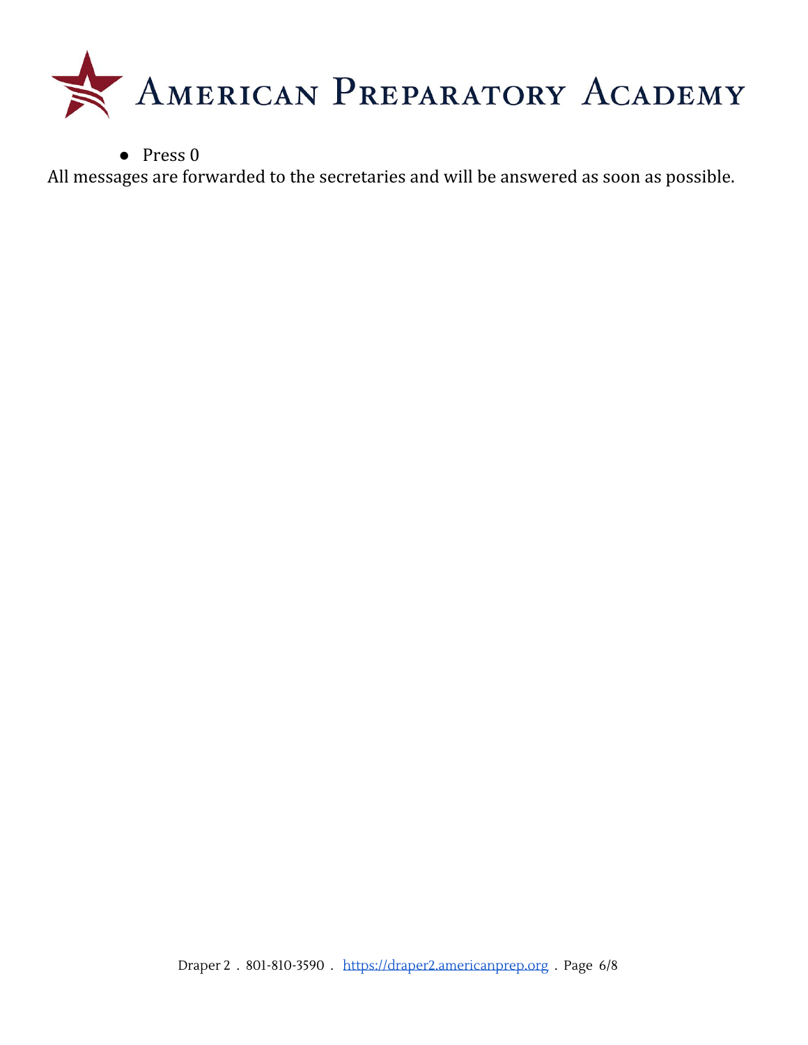- Press 0

All messages are forwarded to the secretaries and will be answered as soon as possible.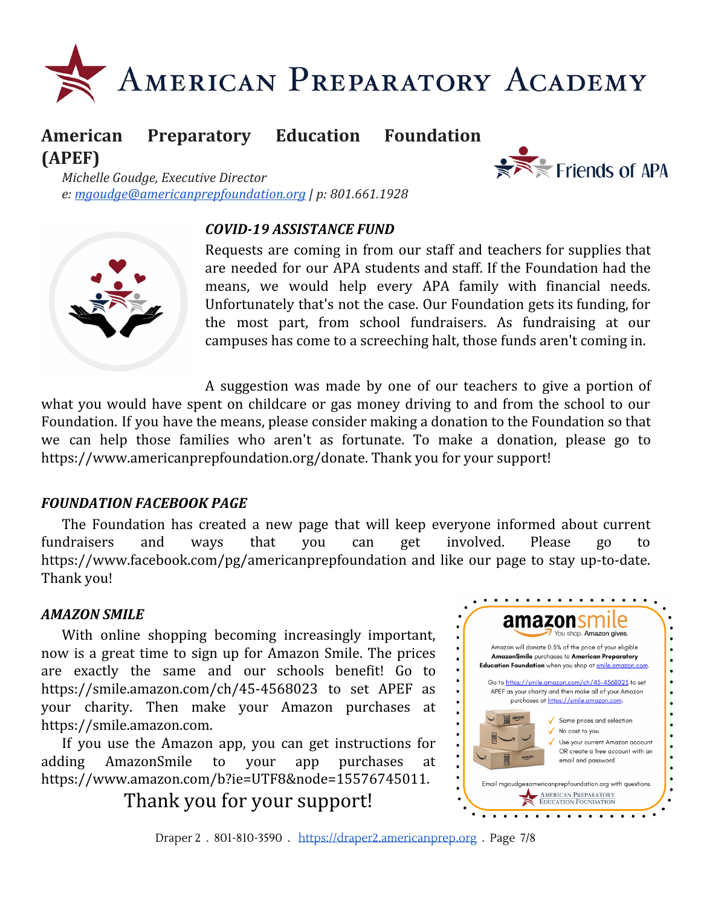# American Preparatory Academy

## American Preparatory Education Foundation (APEF)

*Michelle Goudge, Executive Director*
*e: [mgoudge@americanprepfoundation.org](mailto:mgoudge@americanprepfoundation.org) | p: 801.661.1928*

Friends of APA

### *COVID-19 ASSISTANCE FUND*

Requests are coming in from our staff and teachers for supplies that are needed for our APA students and staff. If the Foundation had the means, we would help every APA family with financial needs. Unfortunately that's not the case. Our Foundation gets its funding, for the most part, from school fundraisers. As fundraising at our campuses has come to a screeching halt, those funds aren't coming in.

A suggestion was made by one of our teachers to give a portion of what you would have spent on childcare or gas money driving to and from the school to our Foundation. If you have the means, please consider making a donation to the Foundation so that we can help those families who aren't as fortunate. To make a donation, please go to https://www.americanprepfoundation.org/donate. Thank you for your support!

### *FOUNDATION FACEBOOK PAGE*

The Foundation has created a new page that will keep everyone informed about current fundraisers and ways that you can get involved. Please go to https://www.facebook.com/pg/americanprepfoundation and like our page to stay up-to-date. Thank you!

### *AMAZON SMILE*

With online shopping becoming increasingly important, now is a great time to sign up for Amazon Smile. The prices are exactly the same and our schools benefit! Go to https://smile.amazon.com/ch/45-4568023 to set APEF as your charity. Then make your Amazon purchases at https://smile.amazon.com.

If you use the Amazon app, you can get instructions for adding AmazonSmile to your app purchases at https://www.amazon.com/b?ie=UTF8&node=15576745011.

Thank you for your support!

**amazonsmile** — You shop. Amazon gives.

Amazon will donate 0.5% of the price of your eligible **AmazonSmile** purchases to **American Preparatory Education Foundation** when you shop at [smile.amazon.com](https://smile.amazon.com).

Go to [https://smile.amazon.com/ch/45-4568023](https://smile.amazon.com/ch/45-4568023) to set APEF as your charity and then make all of your Amazon purchases at [https://smile.amazon.com](https://smile.amazon.com).

- Same prices and selection
- No cost to you
- Use your current Amazon account OR create a free account with an email and password

Email mgoudge@americanprepfoundation.org with questions.

American Preparatory Education Foundation